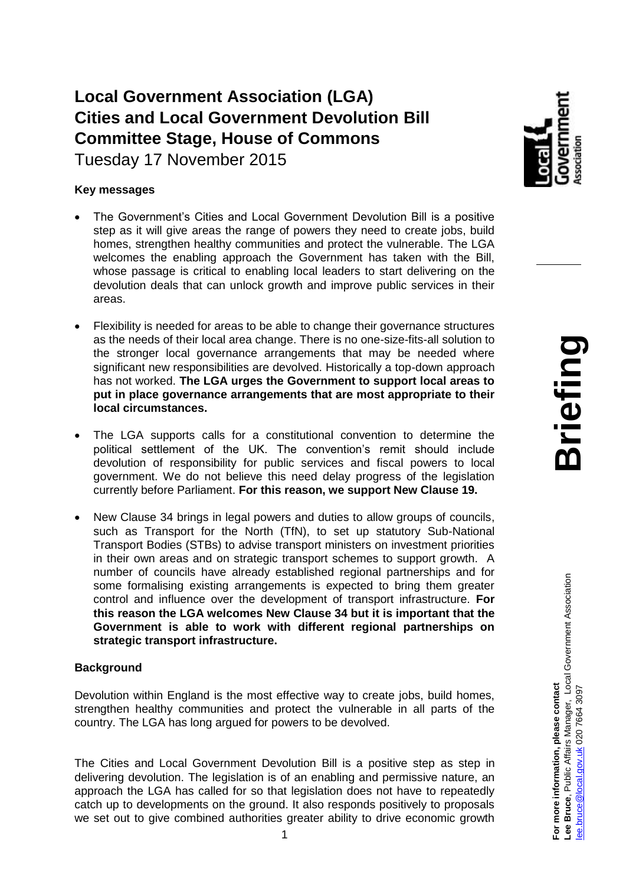# Local Government Association (LGA) Cities and Local Government Devolution Bill Committee Stage, House of Commons

Tuesday 17 November 2015

**Key messages**

- The Government's Cities and Local Government Devolution Bill is a positive step as it will give areas the range of powers they need to create jobs, build homes, strengthen healthy communities and protect the vulnerable. The LGA welcomes the enabling approach the Government has taken with the Bill, whose passage is critical to enabling local leaders to start delivering on the devolution deals that can unlock growth and improve public services in their areas.

- Flexibility is needed for areas to be able to change their governance structures as the needs of their local area change. There is no one-size-fits-all solution to the stronger local governance arrangements that may be needed where significant new responsibilities are devolved. Historically a top-down approach has not worked. **The LGA urges the Government to support local areas to put in place governance arrangements that are most appropriate to their local circumstances.**

- The LGA supports calls for a constitutional convention to determine the political settlement of the UK. The convention's remit should include devolution of responsibility for public services and fiscal powers to local government. We do not believe this need delay progress of the legislation currently before Parliament. **For this reason, we support New Clause 19.**

- New Clause 34 brings in legal powers and duties to allow groups of councils, such as Transport for the North (TfN), to set up statutory Sub-National Transport Bodies (STBs) to advise transport ministers on investment priorities in their own areas and on strategic transport schemes to support growth. A number of councils have already established regional partnerships and for some formalising existing arrangements is expected to bring them greater control and influence over the development of transport infrastructure. **For this reason the LGA welcomes New Clause 34 but it is important that the Government is able to work with different regional partnerships on strategic transport infrastructure.**

**Background**

Devolution within England is the most effective way to create jobs, build homes, strengthen healthy communities and protect the vulnerable in all parts of the country. The LGA has long argued for powers to be devolved.

The Cities and Local Government Devolution Bill is a positive step as step in delivering devolution. The legislation is of an enabling and permissive nature, an approach the LGA has called for so that legislation does not have to repeatedly catch up to developments on the ground. It also responds positively to proposals we set out to give combined authorities greater ability to drive economic growth

**Briefing**

**For more information, please contact**
**Lee Bruce**, Public Affairs Manager, Local Government Association
lee.bruce@local.gov.uk 020 7664 3097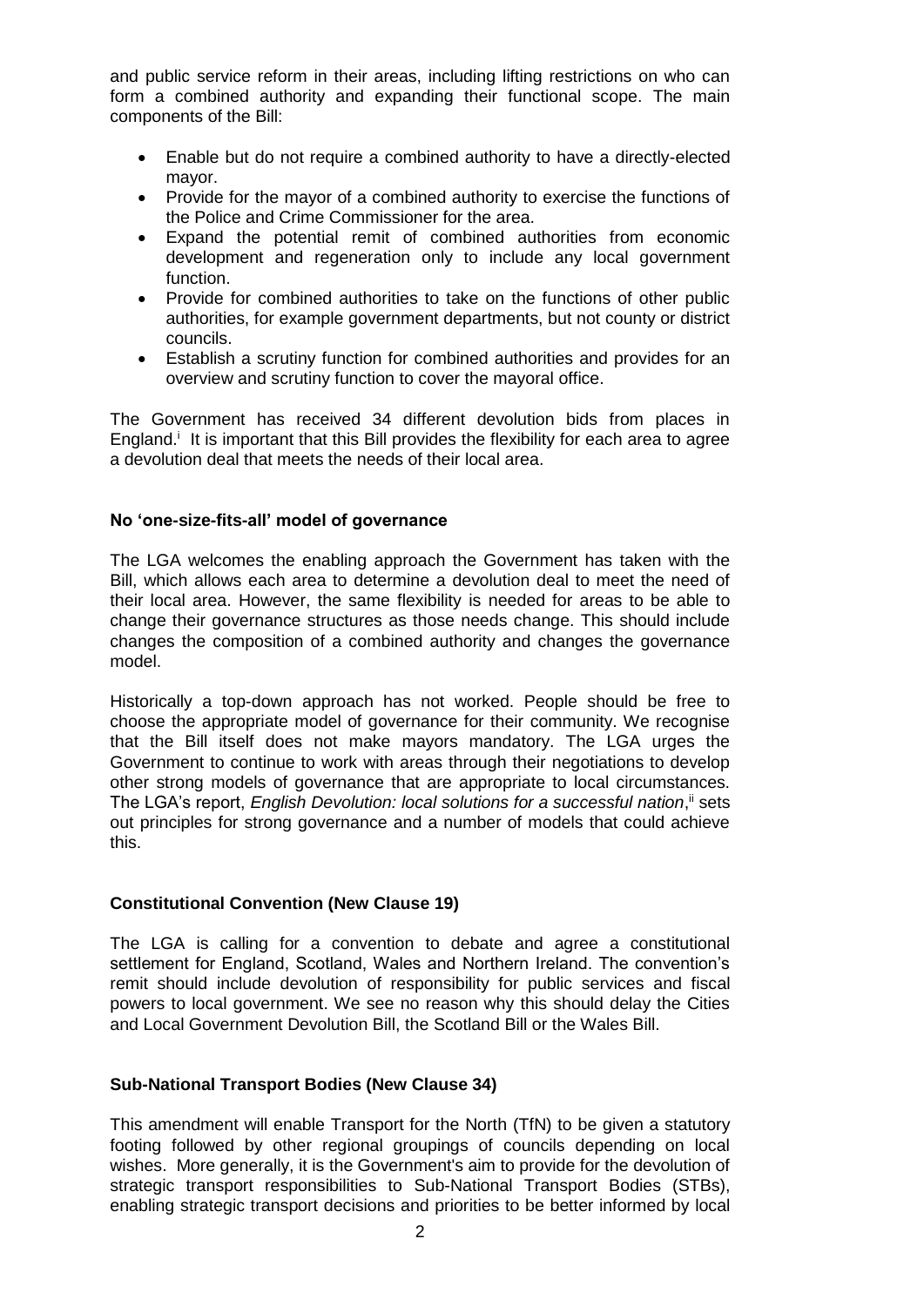and public service reform in their areas, including lifting restrictions on who can form a combined authority and expanding their functional scope. The main components of the Bill:

- Enable but do not require a combined authority to have a directly-elected mayor.
- Provide for the mayor of a combined authority to exercise the functions of the Police and Crime Commissioner for the area.
- Expand the potential remit of combined authorities from economic development and regeneration only to include any local government function.
- Provide for combined authorities to take on the functions of other public authorities, for example government departments, but not county or district councils.
- Establish a scrutiny function for combined authorities and provides for an overview and scrutiny function to cover the mayoral office.

The Government has received 34 different devolution bids from places in England.[i] It is important that this Bill provides the flexibility for each area to agree a devolution deal that meets the needs of their local area.

**No 'one-size-fits-all' model of governance**

The LGA welcomes the enabling approach the Government has taken with the Bill, which allows each area to determine a devolution deal to meet the need of their local area. However, the same flexibility is needed for areas to be able to change their governance structures as those needs change. This should include changes the composition of a combined authority and changes the governance model.

Historically a top-down approach has not worked. People should be free to choose the appropriate model of governance for their community. We recognise that the Bill itself does not make mayors mandatory. The LGA urges the Government to continue to work with areas through their negotiations to develop other strong models of governance that are appropriate to local circumstances. The LGA's report, *English Devolution: local solutions for a successful nation*,[ii] sets out principles for strong governance and a number of models that could achieve this.

**Constitutional Convention (New Clause 19)**

The LGA is calling for a convention to debate and agree a constitutional settlement for England, Scotland, Wales and Northern Ireland. The convention's remit should include devolution of responsibility for public services and fiscal powers to local government. We see no reason why this should delay the Cities and Local Government Devolution Bill, the Scotland Bill or the Wales Bill.

**Sub-National Transport Bodies (New Clause 34)**

This amendment will enable Transport for the North (TfN) to be given a statutory footing followed by other regional groupings of councils depending on local wishes. More generally, it is the Government's aim to provide for the devolution of strategic transport responsibilities to Sub-National Transport Bodies (STBs), enabling strategic transport decisions and priorities to be better informed by local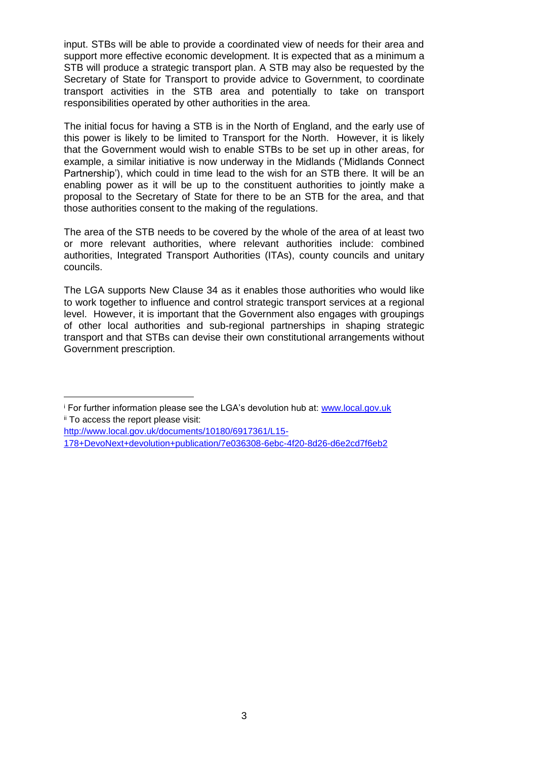input. STBs will be able to provide a coordinated view of needs for their area and support more effective economic development. It is expected that as a minimum a STB will produce a strategic transport plan. A STB may also be requested by the Secretary of State for Transport to provide advice to Government, to coordinate transport activities in the STB area and potentially to take on transport responsibilities operated by other authorities in the area.

The initial focus for having a STB is in the North of England, and the early use of this power is likely to be limited to Transport for the North. However, it is likely that the Government would wish to enable STBs to be set up in other areas, for example, a similar initiative is now underway in the Midlands ('Midlands Connect Partnership'), which could in time lead to the wish for an STB there. It will be an enabling power as it will be up to the constituent authorities to jointly make a proposal to the Secretary of State for there to be an STB for the area, and that those authorities consent to the making of the regulations.

The area of the STB needs to be covered by the whole of the area of at least two or more relevant authorities, where relevant authorities include: combined authorities, Integrated Transport Authorities (ITAs), county councils and unitary councils.

The LGA supports New Clause 34 as it enables those authorities who would like to work together to influence and control strategic transport services at a regional level. However, it is important that the Government also engages with groupings of other local authorities and sub-regional partnerships in shaping strategic transport and that STBs can devise their own constitutional arrangements without Government prescription.

---

[i] For further information please see the LGA's devolution hub at: [www.local.gov.uk](www.local.gov.uk)

[ii] To access the report please visit: [http://www.local.gov.uk/documents/10180/6917361/L15-178+DevoNext+devolution+publication/7e036308-6ebc-4f20-8d26-d6e2cd7f6eb2](http://www.local.gov.uk/documents/10180/6917361/L15-178+DevoNext+devolution+publication/7e036308-6ebc-4f20-8d26-d6e2cd7f6eb2)